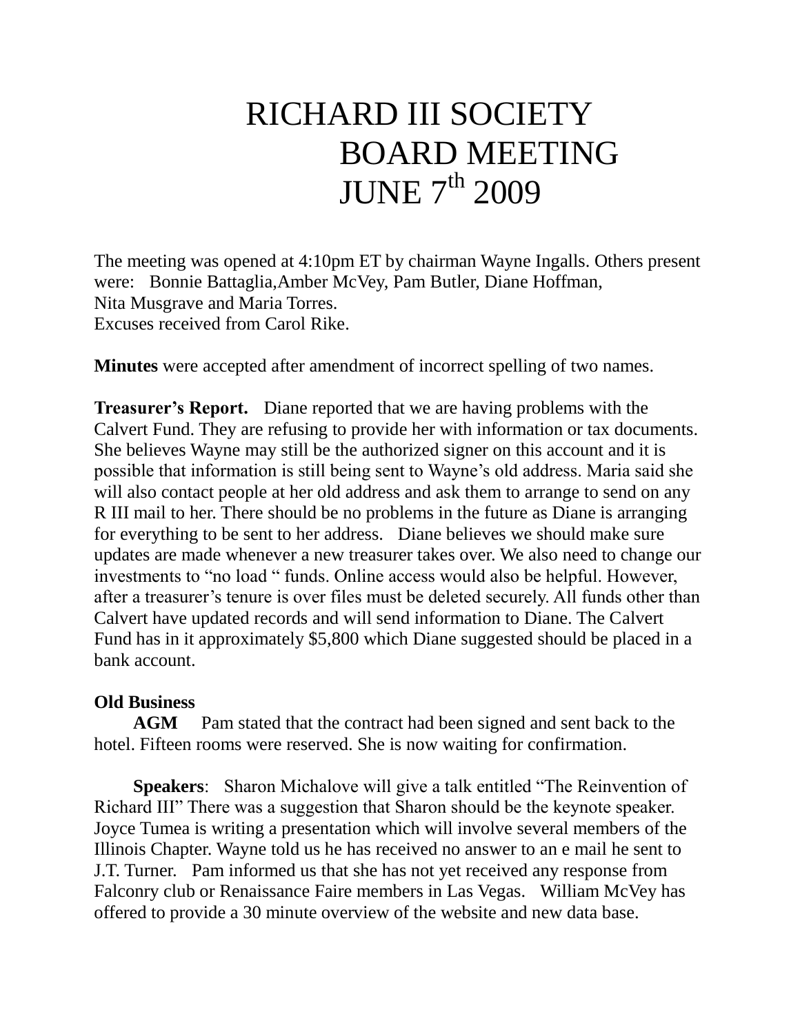# RICHARD III SOCIETY
# BOARD MEETING
# JUNE 7th 2009

The meeting was opened at 4:10pm ET by chairman Wayne Ingalls. Others present were: Bonnie Battaglia,Amber McVey, Pam Butler, Diane Hoffman, Nita Musgrave and Maria Torres.
Excuses received from Carol Rike.

**Minutes** were accepted after amendment of incorrect spelling of two names.

**Treasurer's Report.** Diane reported that we are having problems with the Calvert Fund. They are refusing to provide her with information or tax documents. She believes Wayne may still be the authorized signer on this account and it is possible that information is still being sent to Wayne's old address. Maria said she will also contact people at her old address and ask them to arrange to send on any R III mail to her. There should be no problems in the future as Diane is arranging for everything to be sent to her address. Diane believes we should make sure updates are made whenever a new treasurer takes over. We also need to change our investments to "no load " funds. Online access would also be helpful. However, after a treasurer's tenure is over files must be deleted securely. All funds other than Calvert have updated records and will send information to Diane. The Calvert Fund has in it approximately $5,800 which Diane suggested should be placed in a bank account.

**Old Business**

**AGM** Pam stated that the contract had been signed and sent back to the hotel. Fifteen rooms were reserved. She is now waiting for confirmation.

**Speakers**: Sharon Michalove will give a talk entitled "The Reinvention of Richard III" There was a suggestion that Sharon should be the keynote speaker. Joyce Tumea is writing a presentation which will involve several members of the Illinois Chapter. Wayne told us he has received no answer to an e mail he sent to J.T. Turner. Pam informed us that she has not yet received any response from Falconry club or Renaissance Faire members in Las Vegas. William McVey has offered to provide a 30 minute overview of the website and new data base.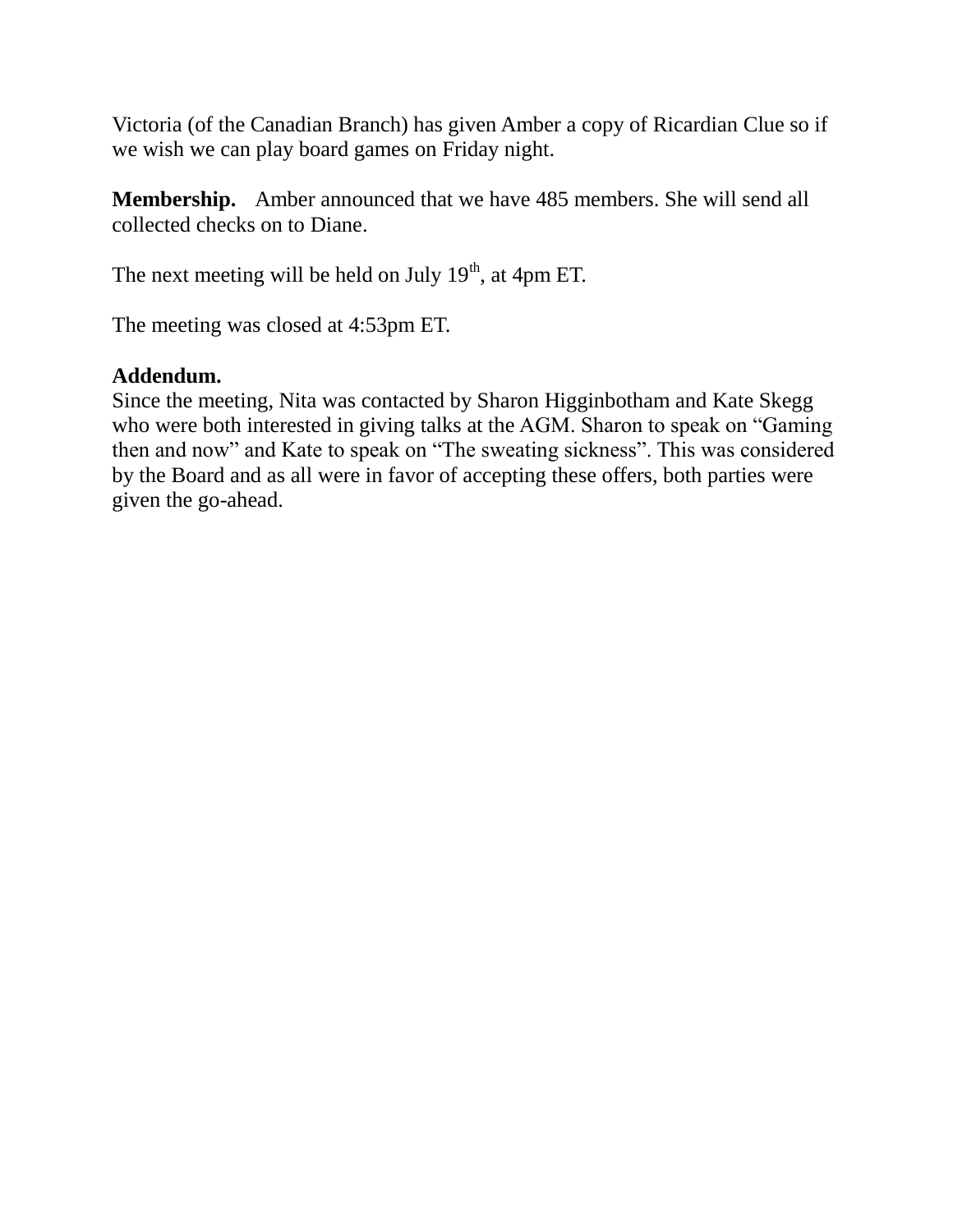Victoria (of the Canadian Branch) has given Amber a copy of Ricardian Clue so if we wish we can play board games on Friday night.

**Membership.** Amber announced that we have 485 members. She will send all collected checks on to Diane.

The next meeting will be held on July 19th, at 4pm ET.

The meeting was closed at 4:53pm ET.

**Addendum.**
Since the meeting, Nita was contacted by Sharon Higginbotham and Kate Skegg who were both interested in giving talks at the AGM. Sharon to speak on "Gaming then and now" and Kate to speak on "The sweating sickness". This was considered by the Board and as all were in favor of accepting these offers, both parties were given the go-ahead.